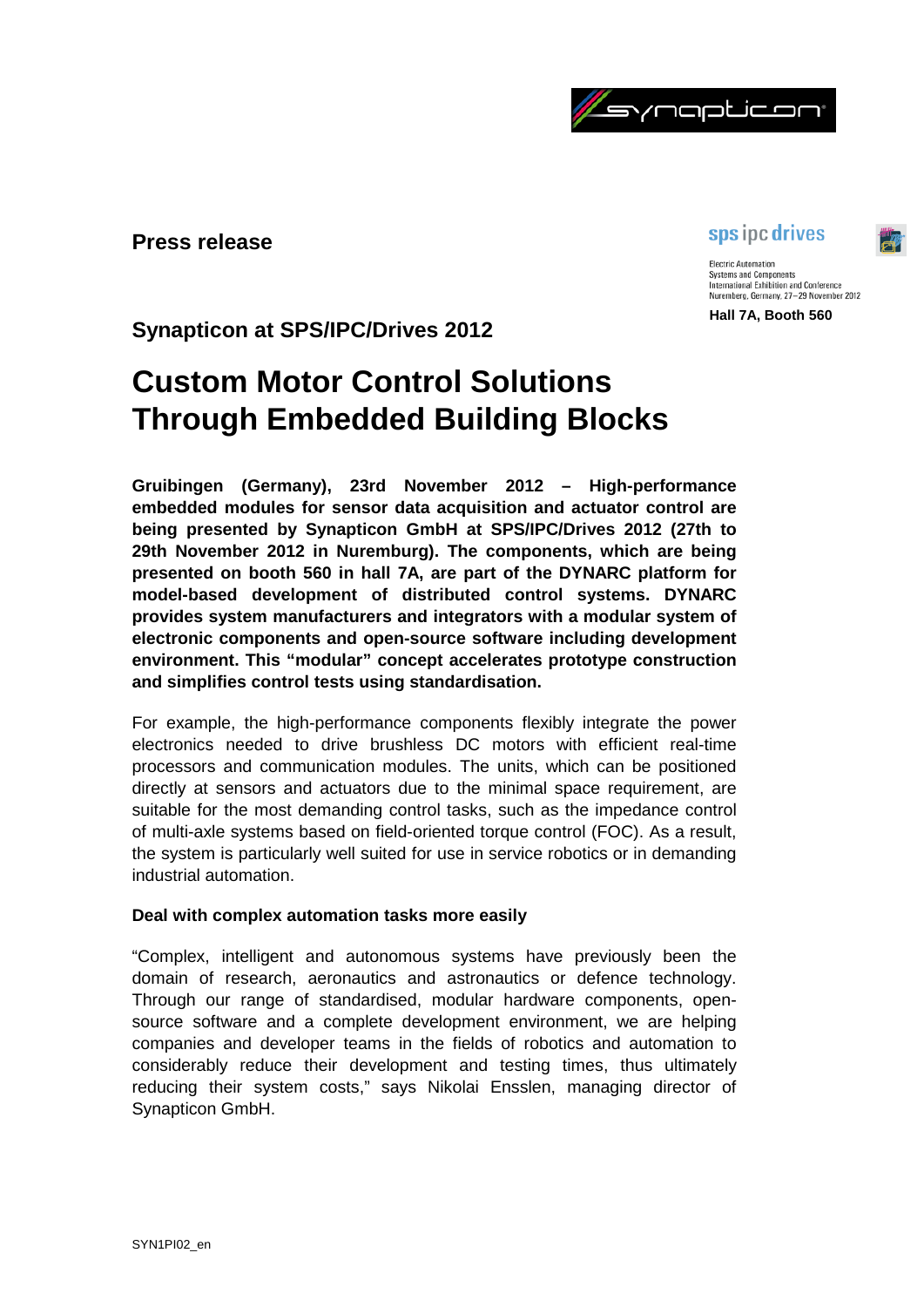**Press release**

sps ipc drives

Electric Automation
Systems and Components
International Exhibition and Conference
Nuremberg, Germany, 27–29 November 2012

**Hall 7A, Booth 560**

## Synapticon at SPS/IPC/Drives 2012

# Custom Motor Control Solutions Through Embedded Building Blocks

**Gruibingen (Germany), 23rd November 2012 – High-performance embedded modules for sensor data acquisition and actuator control are being presented by Synapticon GmbH at SPS/IPC/Drives 2012 (27th to 29th November 2012 in Nuremburg). The components, which are being presented on booth 560 in hall 7A, are part of the DYNARC platform for model-based development of distributed control systems. DYNARC provides system manufacturers and integrators with a modular system of electronic components and open-source software including development environment. This "modular" concept accelerates prototype construction and simplifies control tests using standardisation.**

For example, the high-performance components flexibly integrate the power electronics needed to drive brushless DC motors with efficient real-time processors and communication modules. The units, which can be positioned directly at sensors and actuators due to the minimal space requirement, are suitable for the most demanding control tasks, such as the impedance control of multi-axle systems based on field-oriented torque control (FOC). As a result, the system is particularly well suited for use in service robotics or in demanding industrial automation.

**Deal with complex automation tasks more easily**

"Complex, intelligent and autonomous systems have previously been the domain of research, aeronautics and astronautics or defence technology. Through our range of standardised, modular hardware components, open-source software and a complete development environment, we are helping companies and developer teams in the fields of robotics and automation to considerably reduce their development and testing times, thus ultimately reducing their system costs," says Nikolai Ensslen, managing director of Synapticon GmbH.

SYN1PI02_en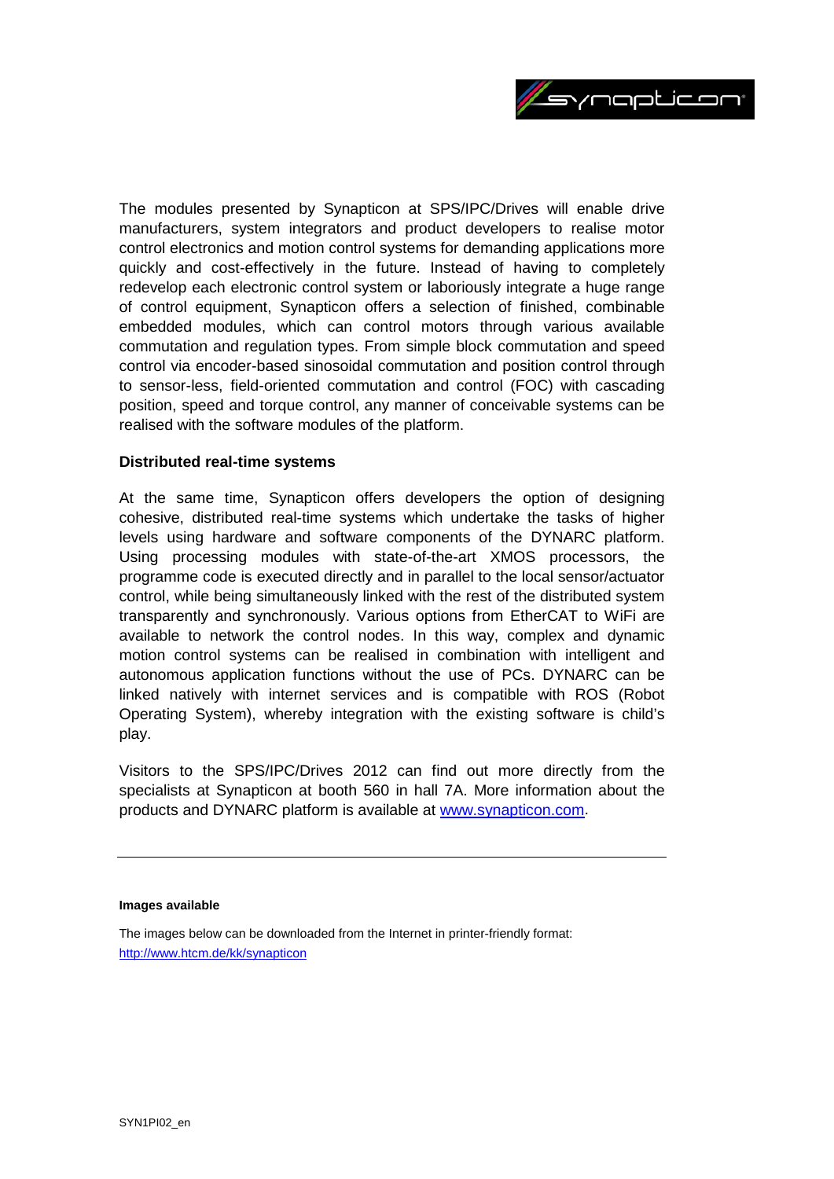The modules presented by Synapticon at SPS/IPC/Drives will enable drive manufacturers, system integrators and product developers to realise motor control electronics and motion control systems for demanding applications more quickly and cost-effectively in the future. Instead of having to completely redevelop each electronic control system or laboriously integrate a huge range of control equipment, Synapticon offers a selection of finished, combinable embedded modules, which can control motors through various available commutation and regulation types. From simple block commutation and speed control via encoder-based sinosoidal commutation and position control through to sensor-less, field-oriented commutation and control (FOC) with cascading position, speed and torque control, any manner of conceivable systems can be realised with the software modules of the platform.

**Distributed real-time systems**

At the same time, Synapticon offers developers the option of designing cohesive, distributed real-time systems which undertake the tasks of higher levels using hardware and software components of the DYNARC platform. Using processing modules with state-of-the-art XMOS processors, the programme code is executed directly and in parallel to the local sensor/actuator control, while being simultaneously linked with the rest of the distributed system transparently and synchronously. Various options from EtherCAT to WiFi are available to network the control nodes. In this way, complex and dynamic motion control systems can be realised in combination with intelligent and autonomous application functions without the use of PCs. DYNARC can be linked natively with internet services and is compatible with ROS (Robot Operating System), whereby integration with the existing software is child's play.

Visitors to the SPS/IPC/Drives 2012 can find out more directly from the specialists at Synapticon at booth 560 in hall 7A. More information about the products and DYNARC platform is available at [www.synapticon.com](http://www.synapticon.com).

---

**Images available**

The images below can be downloaded from the Internet in printer-friendly format:
[http://www.htcm.de/kk/synapticon](http://www.htcm.de/kk/synapticon)

SYN1PI02_en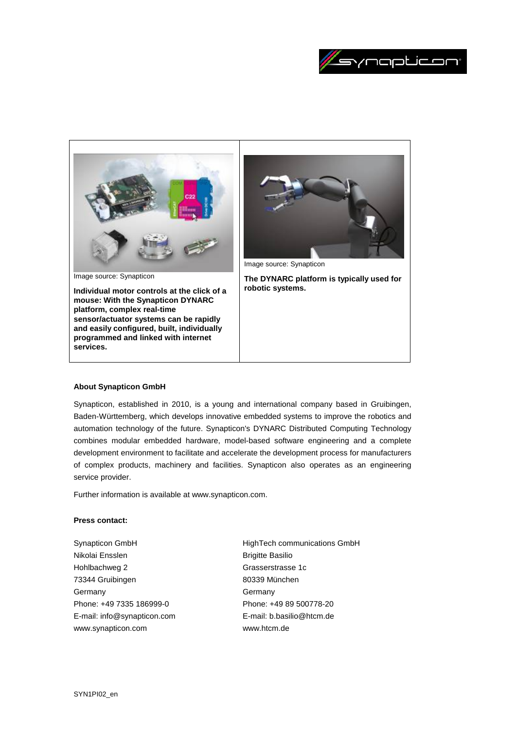Image source: Synapticon

**Individual motor controls at the click of a mouse: With the Synapticon DYNARC platform, complex real-time sensor/actuator systems can be rapidly and easily configured, built, individually programmed and linked with internet services.**

Image source: Synapticon

**The DYNARC platform is typically used for robotic systems.**

**About Synapticon GmbH**

Synapticon, established in 2010, is a young and international company based in Gruibingen, Baden-Württemberg, which develops innovative embedded systems to improve the robotics and automation technology of the future. Synapticon's DYNARC Distributed Computing Technology combines modular embedded hardware, model-based software engineering and a complete development environment to facilitate and accelerate the development process for manufacturers of complex products, machinery and facilities. Synapticon also operates as an engineering service provider.

Further information is available at www.synapticon.com.

**Press contact:**

Synapticon GmbH
Nikolai Ensslen
Hohlbachweg 2
73344 Gruibingen
Germany
Phone: +49 7335 186999-0
E-mail: info@synapticon.com
www.synapticon.com

HighTech communications GmbH
Brigitte Basilio
Grasserstrasse 1c
80339 München
Germany
Phone: +49 89 500778-20
E-mail: b.basilio@htcm.de
www.htcm.de

SYN1PI02_en